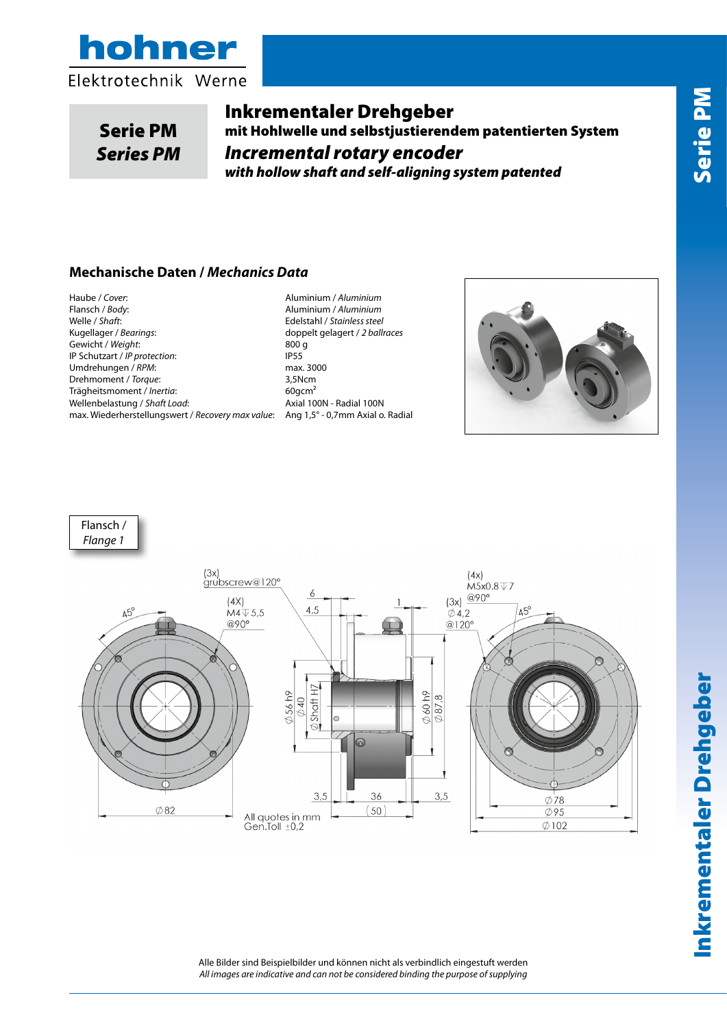# Serie PM
# *Series PM*

## Inkrementaler Drehgeber
### mit Hohlwelle und selbstjustierendem patentierten System
## *Incremental rotary encoder*
### *with hollow shaft and self-aligning system patented*

### Mechanische Daten / *Mechanics Data*

| | |
|---|---|
| Haube / *Cover*: | Aluminium / *Aluminium* |
| Flansch / *Body*: | Aluminium / *Aluminium* |
| Welle / *Shaft*: | Edelstahl / *Stainless steel* |
| Kugellager / *Bearings*: | doppelt gelagert / *2 ballraces* |
| Gewicht / *Weight*: | 800 g |
| IP Schutzart / *IP protection*: | IP55 |
| Umdrehungen / *RPM*: | max. 3000 |
| Drehmoment / *Torque*: | 3,5Ncm |
| Trägheitsmoment / *Inertia*: | 60gcm² |
| Wellenbelastung / *Shaft Load*: | Axial 100N - Radial 100N |
| max. Wiederherstellungswert / *Recovery max value*: | Ang 1,5° - 0,7mm Axial o. Radial |

Flansch / *Flange 1*

(3x) grubscrew@120°
(4X) M4 ↧ 5,5 @90°
45°
6
4,5
1
(4x) M5x0.8 ↧ 7 @90°
(3x) ⌀4,2 @120°
45°
⌀56 h9
⌀40
⌀Shaft H7
⌀60 h9
⌀87,8
3,5
36
(50)
3,5
⌀82
⌀78
⌀95
⌀102
All quotes in mm
Gen.Toll ±0,2

Alle Bilder sind Beispielbilder und können nicht als verbindlich eingestuft werden
*All images are indicative and can not be considered binding the purpose of supplying*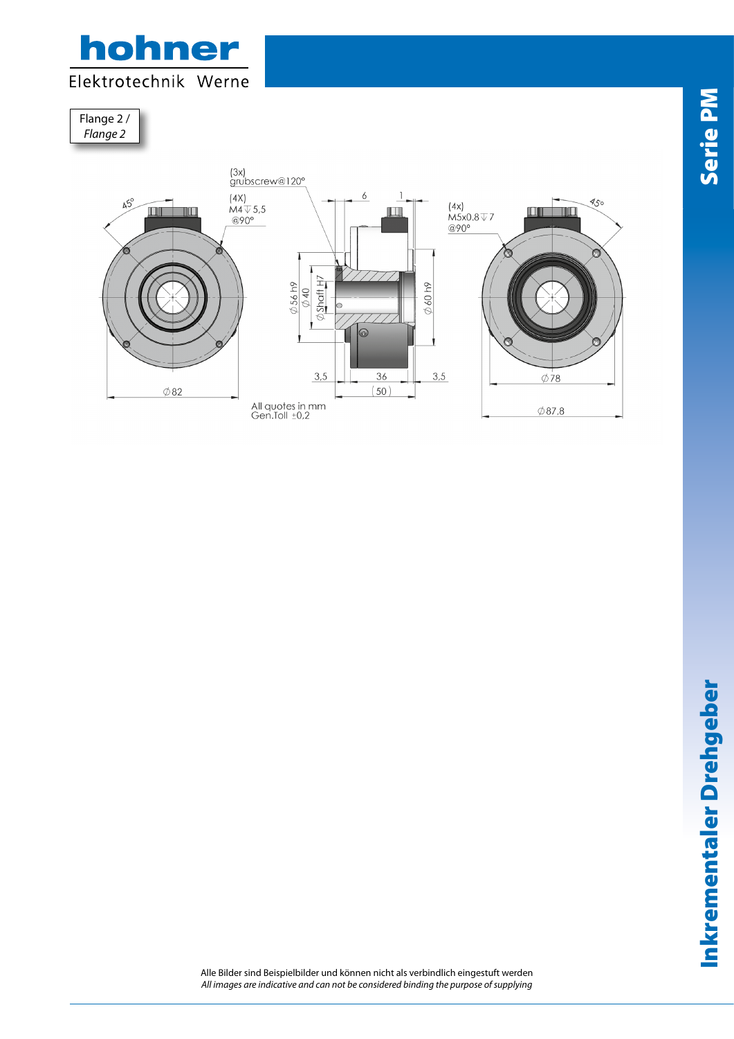Flange 2 /
*Flange 2*

(3x)
grubscrew@120°

(4X)
M4 ↧ 5,5
@90°

(4x)
M5x0.8 ↧ 7
@90°

45°

45°

6

1

Ø 56 h9

Ø 40

Ø Shaft H7

Ø 60 h9

3,5

36

3,5

(50)

Ø 82

Ø 78

Ø 87,8

All quotes in mm
Gen.Toll ±0,2

Alle Bilder sind Beispielbilder und können nicht als verbindlich eingestuft werden
*All images are indicative and can not be considered binding the purpose of supplying*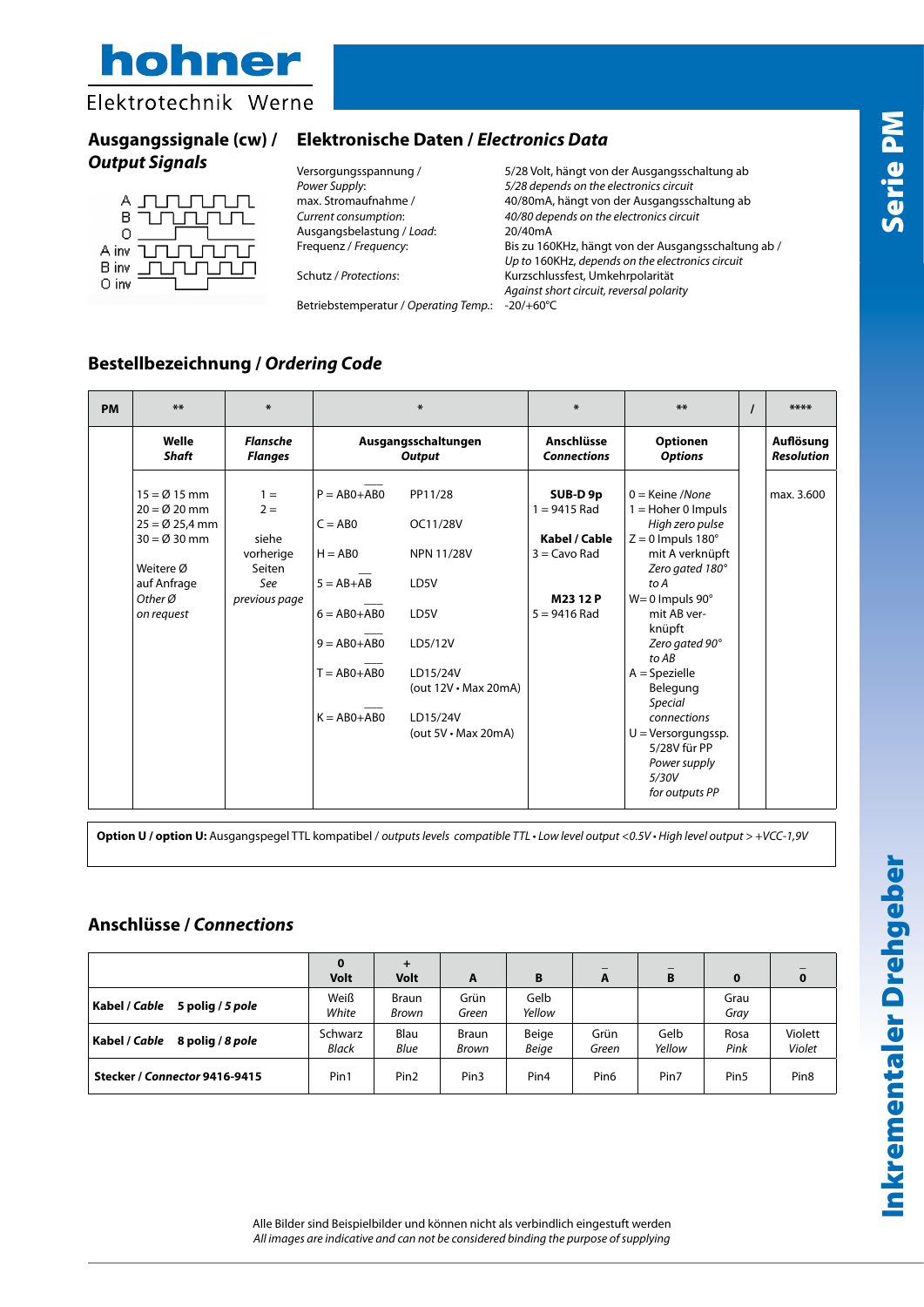hohner

Elektrotechnik Werne

Serie PM

## Ausgangssignale (cw) / *Output Signals*

A
B
0
A inv
B inv
0 inv

## Elektronische Daten / *Electronics Data*

| | |
|---|---|
| Versorgungsspannung / *Power Supply*: | 5/28 Volt, hängt von der Ausgangsschaltung ab *5/28 depends on the electronics circuit* |
| max. Stromaufnahme / *Current consumption*: | 40/80mA, hängt von der Ausgangsschaltung ab *40/80 depends on the electronics circuit* |
| Ausgangsbelastung / *Load*: | 20/40mA |
| Frequenz / *Frequency*: | Bis zu 160KHz, hängt von der Ausgangsschaltung ab / *Up to 160KHz, depends on the electronics circuit* |
| Schutz / *Protections*: | Kurzschlussfest, Umkehrpolarität *Against short circuit, reversal polarity* |
| Betriebstemperatur / *Operating Temp.*: | -20/+60°C |

## Bestellbezeichnung / *Ordering Code*

| PM | ** | * | * | | * | ** | / | **** |
|---|---|---|---|---|---|---|---|---|
| | **Welle** ***Shaft*** | ***Flansche Flanges*** | **Ausgangsschaltungen** ***Output*** | | **Anschlüsse** ***Connections*** | **Optionen** ***Options*** | | **Auflösung** ***Resolution*** |
| | 15 = Ø 15 mm<br>20 = Ø 20 mm<br>25 = Ø 25,4 mm<br>30 = Ø 30 mm<br><br>Weitere Ø auf Anfrage *Other Ø on request* | 1 =<br>2 =<br><br>siehe vorherige Seiten *See previous page* | P = AB0+ĀB̄0̄<br>C = AB0<br>H = AB0<br>5 = AB+ĀB̄<br>6 = AB0+ĀB̄0̄<br>9 = AB0+ĀB̄0̄<br>T = AB0+ĀB̄0̄<br>K = AB0+ĀB̄0̄ | PP11/28<br>OC11/28V<br>NPN 11/28V<br>LD5V<br>LD5V<br>LD5/12V<br>LD15/24V (out 12V • Max 20mA)<br>LD15/24V (out 5V • Max 20mA) | **SUB-D 9p**<br>1 = 9415 Rad<br><br>**Kabel / Cable**<br>3 = Cavo Rad<br><br>**M23 12 P**<br>5 = 9416 Rad | 0 = Keine /*None*<br>1 = Hoher 0 Impuls *High zero pulse*<br>Z = 0 Impuls 180° mit A verknüpft *Zero gated 180° to A*<br>W= 0 Impuls 90° mit AB verknüpft *Zero gated 90° to AB*<br>A = Spezielle Belegung *Special connections*<br>U = Versorgungssp. 5/28V für PP *Power supply 5/30V for outputs PP* | | max. 3.600 |

**Option U / option U:** Ausgangspegel TTL kompatibel / *outputs levels compatible TTL • Low level output <0.5V • High level output > +VCC-1,9V*

## Anschlüsse / *Connections*

| | 0 Volt | + Volt | A | B | Ā | B̄ | 0 | 0̄ |
|---|---|---|---|---|---|---|---|---|
| **Kabel / *Cable* 5 polig / *5 pole*** | Weiß *White* | Braun *Brown* | Grün *Green* | Gelb *Yellow* | | | Grau *Gray* | |
| **Kabel / *Cable* 8 polig / *8 pole*** | Schwarz *Black* | Blau *Blue* | Braun *Brown* | Beige *Beige* | Grün *Green* | Gelb *Yellow* | Rosa *Pink* | Violett *Violet* |
| **Stecker / *Connector* 9416-9415** | Pin1 | Pin2 | Pin3 | Pin4 | Pin6 | Pin7 | Pin5 | Pin8 |

Alle Bilder sind Beispielbilder und können nicht als verbindlich eingestuft werden
*All images are indicative and can not be considered binding the purpose of supplying*

Inkrementaler Drehgeber